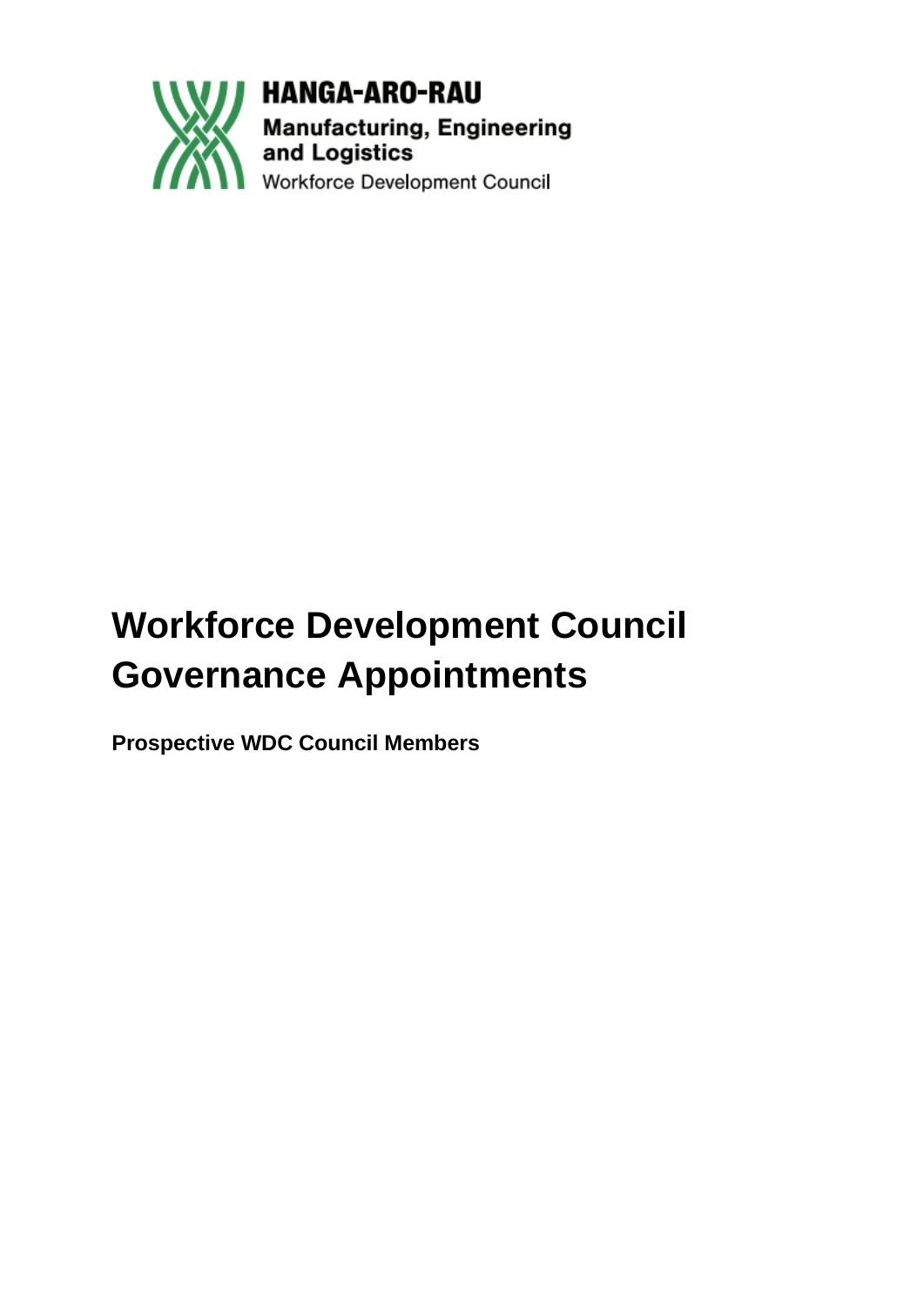HANGA-ARO-RAU

Manufacturing, Engineering and Logistics

Workforce Development Council

# Workforce Development Council Governance Appointments

**Prospective WDC Council Members**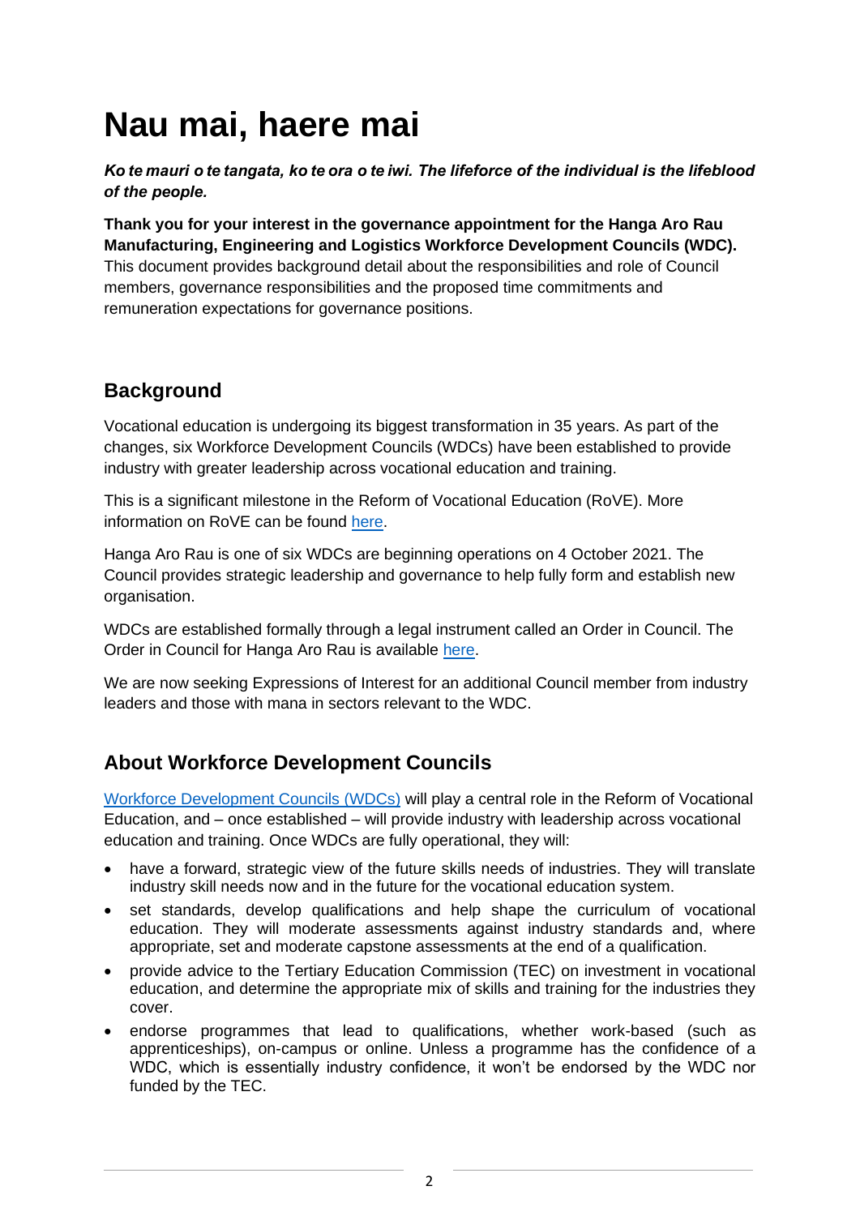# Nau mai, haere mai

***Ko te mauri o te tangata, ko te ora o te iwi. The lifeforce of the individual is the lifeblood of the people.***

**Thank you for your interest in the governance appointment for the Hanga Aro Rau Manufacturing, Engineering and Logistics Workforce Development Councils (WDC).** This document provides background detail about the responsibilities and role of Council members, governance responsibilities and the proposed time commitments and remuneration expectations for governance positions.

## Background

Vocational education is undergoing its biggest transformation in 35 years. As part of the changes, six Workforce Development Councils (WDCs) have been established to provide industry with greater leadership across vocational education and training.

This is a significant milestone in the Reform of Vocational Education (RoVE). More information on RoVE can be found here.

Hanga Aro Rau is one of six WDCs are beginning operations on 4 October 2021. The Council provides strategic leadership and governance to help fully form and establish new organisation.

WDCs are established formally through a legal instrument called an Order in Council. The Order in Council for Hanga Aro Rau is available here.

We are now seeking Expressions of Interest for an additional Council member from industry leaders and those with mana in sectors relevant to the WDC.

## About Workforce Development Councils

Workforce Development Councils (WDCs) will play a central role in the Reform of Vocational Education, and – once established – will provide industry with leadership across vocational education and training. Once WDCs are fully operational, they will:

- have a forward, strategic view of the future skills needs of industries. They will translate industry skill needs now and in the future for the vocational education system.
- set standards, develop qualifications and help shape the curriculum of vocational education. They will moderate assessments against industry standards and, where appropriate, set and moderate capstone assessments at the end of a qualification.
- provide advice to the Tertiary Education Commission (TEC) on investment in vocational education, and determine the appropriate mix of skills and training for the industries they cover.
- endorse programmes that lead to qualifications, whether work-based (such as apprenticeships), on-campus or online. Unless a programme has the confidence of a WDC, which is essentially industry confidence, it won't be endorsed by the WDC nor funded by the TEC.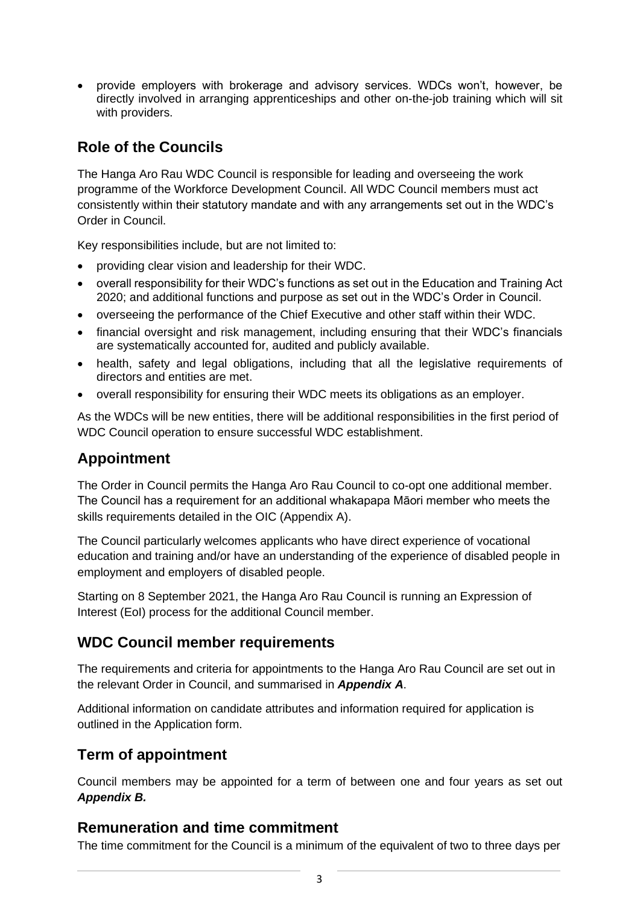- provide employers with brokerage and advisory services. WDCs won't, however, be directly involved in arranging apprenticeships and other on-the-job training which will sit with providers.

## Role of the Councils

The Hanga Aro Rau WDC Council is responsible for leading and overseeing the work programme of the Workforce Development Council. All WDC Council members must act consistently within their statutory mandate and with any arrangements set out in the WDC's Order in Council.

Key responsibilities include, but are not limited to:

- providing clear vision and leadership for their WDC.
- overall responsibility for their WDC's functions as set out in the Education and Training Act 2020; and additional functions and purpose as set out in the WDC's Order in Council.
- overseeing the performance of the Chief Executive and other staff within their WDC.
- financial oversight and risk management, including ensuring that their WDC's financials are systematically accounted for, audited and publicly available.
- health, safety and legal obligations, including that all the legislative requirements of directors and entities are met.
- overall responsibility for ensuring their WDC meets its obligations as an employer.

As the WDCs will be new entities, there will be additional responsibilities in the first period of WDC Council operation to ensure successful WDC establishment.

## Appointment

The Order in Council permits the Hanga Aro Rau Council to co-opt one additional member. The Council has a requirement for an additional whakapapa Māori member who meets the skills requirements detailed in the OIC (Appendix A).

The Council particularly welcomes applicants who have direct experience of vocational education and training and/or have an understanding of the experience of disabled people in employment and employers of disabled people.

Starting on 8 September 2021, the Hanga Aro Rau Council is running an Expression of Interest (EoI) process for the additional Council member.

## WDC Council member requirements

The requirements and criteria for appointments to the Hanga Aro Rau Council are set out in the relevant Order in Council, and summarised in ***Appendix A***.

Additional information on candidate attributes and information required for application is outlined in the Application form.

## Term of appointment

Council members may be appointed for a term of between one and four years as set out ***Appendix B.***

## Remuneration and time commitment

The time commitment for the Council is a minimum of the equivalent of two to three days per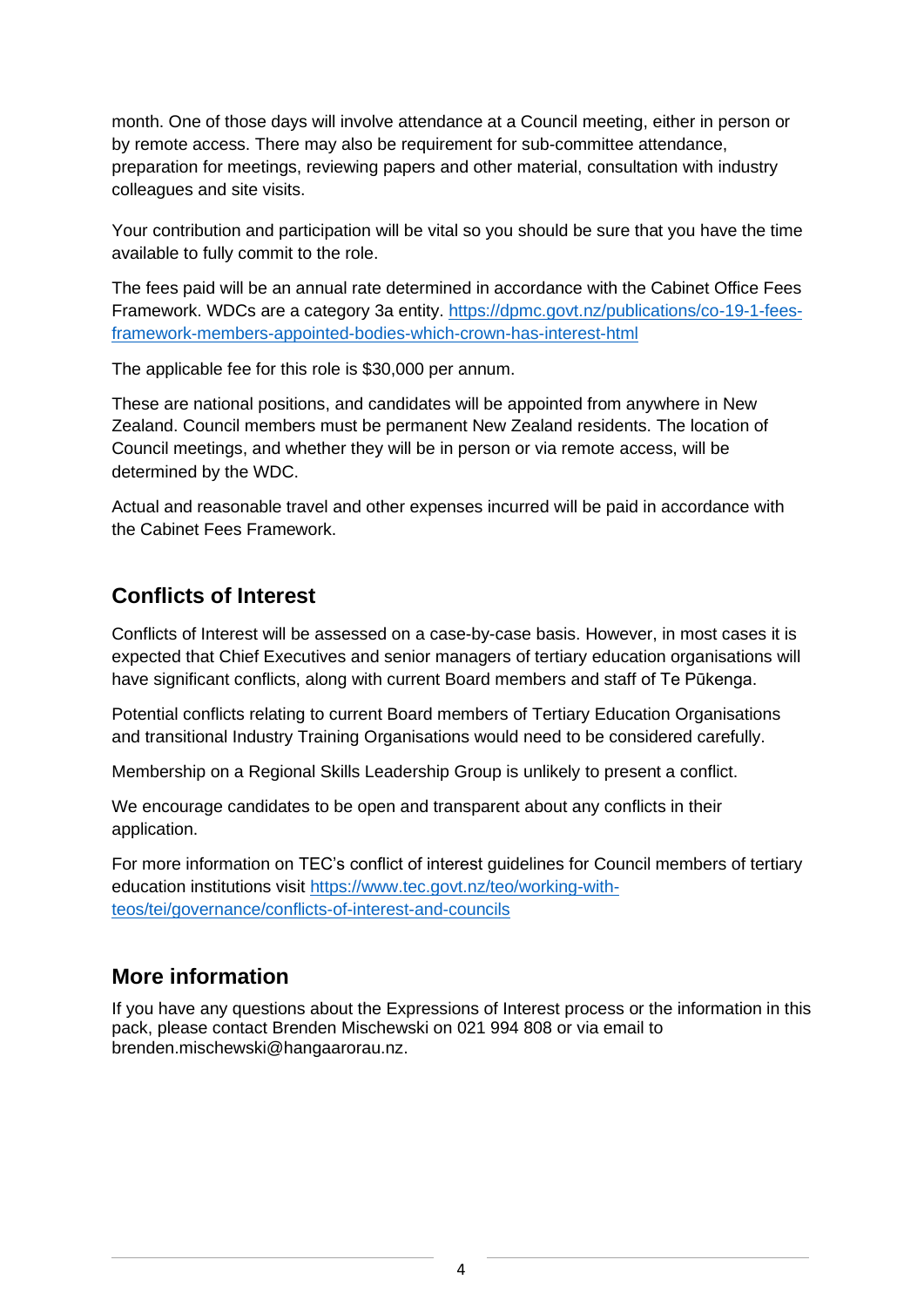month. One of those days will involve attendance at a Council meeting, either in person or by remote access. There may also be requirement for sub-committee attendance, preparation for meetings, reviewing papers and other material, consultation with industry colleagues and site visits.

Your contribution and participation will be vital so you should be sure that you have the time available to fully commit to the role.

The fees paid will be an annual rate determined in accordance with the Cabinet Office Fees Framework. WDCs are a category 3a entity. [https://dpmc.govt.nz/publications/co-19-1-fees-framework-members-appointed-bodies-which-crown-has-interest-html](https://dpmc.govt.nz/publications/co-19-1-fees-framework-members-appointed-bodies-which-crown-has-interest-html)

The applicable fee for this role is $30,000 per annum.

These are national positions, and candidates will be appointed from anywhere in New Zealand. Council members must be permanent New Zealand residents. The location of Council meetings, and whether they will be in person or via remote access, will be determined by the WDC.

Actual and reasonable travel and other expenses incurred will be paid in accordance with the Cabinet Fees Framework.

## Conflicts of Interest

Conflicts of Interest will be assessed on a case-by-case basis. However, in most cases it is expected that Chief Executives and senior managers of tertiary education organisations will have significant conflicts, along with current Board members and staff of Te Pūkenga.

Potential conflicts relating to current Board members of Tertiary Education Organisations and transitional Industry Training Organisations would need to be considered carefully.

Membership on a Regional Skills Leadership Group is unlikely to present a conflict.

We encourage candidates to be open and transparent about any conflicts in their application.

For more information on TEC's conflict of interest guidelines for Council members of tertiary education institutions visit [https://www.tec.govt.nz/teo/working-with-teos/tei/governance/conflicts-of-interest-and-councils](https://www.tec.govt.nz/teo/working-with-teos/tei/governance/conflicts-of-interest-and-councils)

## More information

If you have any questions about the Expressions of Interest process or the information in this pack, please contact Brenden Mischewski on 021 994 808 or via email to brenden.mischewski@hangaarorau.nz.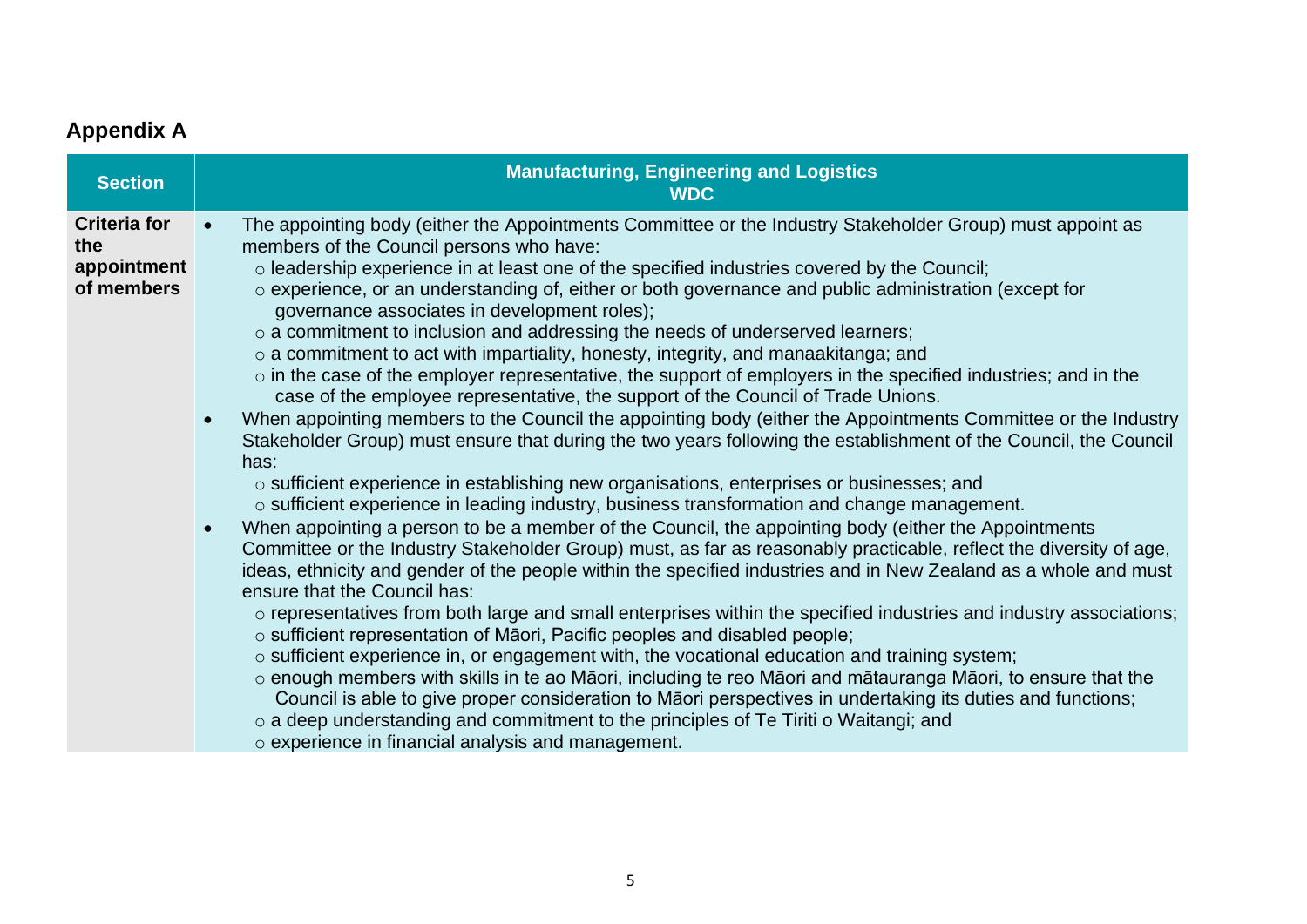## Appendix A

| Section | Manufacturing, Engineering and Logistics WDC |
|---|---|
| **Criteria for the appointment of members** | • The appointing body (either the Appointments Committee or the Industry Stakeholder Group) must appoint as members of the Council persons who have:<br>○ leadership experience in at least one of the specified industries covered by the Council;<br>○ experience, or an understanding of, either or both governance and public administration (except for governance associates in development roles);<br>○ a commitment to inclusion and addressing the needs of underserved learners;<br>○ a commitment to act with impartiality, honesty, integrity, and manaakitanga; and<br>○ in the case of the employer representative, the support of employers in the specified industries; and in the case of the employee representative, the support of the Council of Trade Unions.<br>• When appointing members to the Council the appointing body (either the Appointments Committee or the Industry Stakeholder Group) must ensure that during the two years following the establishment of the Council, the Council has:<br>○ sufficient experience in establishing new organisations, enterprises or businesses; and<br>○ sufficient experience in leading industry, business transformation and change management.<br>• When appointing a person to be a member of the Council, the appointing body (either the Appointments Committee or the Industry Stakeholder Group) must, as far as reasonably practicable, reflect the diversity of age, ideas, ethnicity and gender of the people within the specified industries and in New Zealand as a whole and must ensure that the Council has:<br>○ representatives from both large and small enterprises within the specified industries and industry associations;<br>○ sufficient representation of Māori, Pacific peoples and disabled people;<br>○ sufficient experience in, or engagement with, the vocational education and training system;<br>○ enough members with skills in te ao Māori, including te reo Māori and mātauranga Māori, to ensure that the Council is able to give proper consideration to Māori perspectives in undertaking its duties and functions;<br>○ a deep understanding and commitment to the principles of Te Tiriti o Waitangi; and<br>○ experience in financial analysis and management. |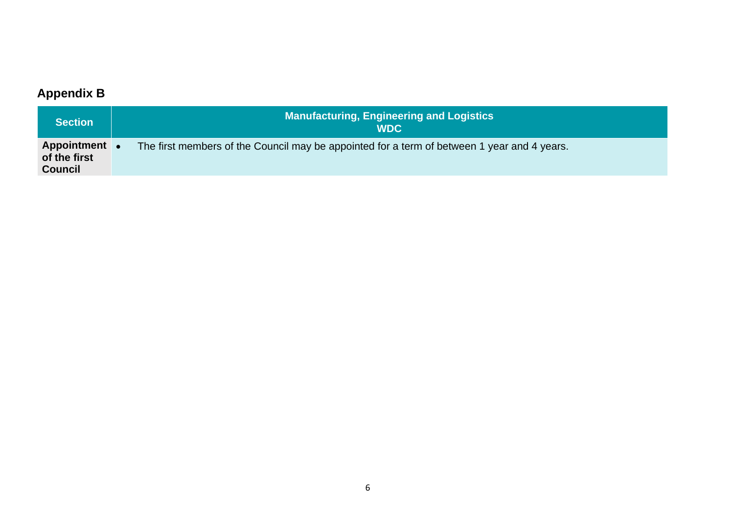## Appendix B

| Section | Manufacturing, Engineering and Logistics WDC |
|---|---|
| **Appointment of the first Council** | • The first members of the Council may be appointed for a term of between 1 year and 4 years. |